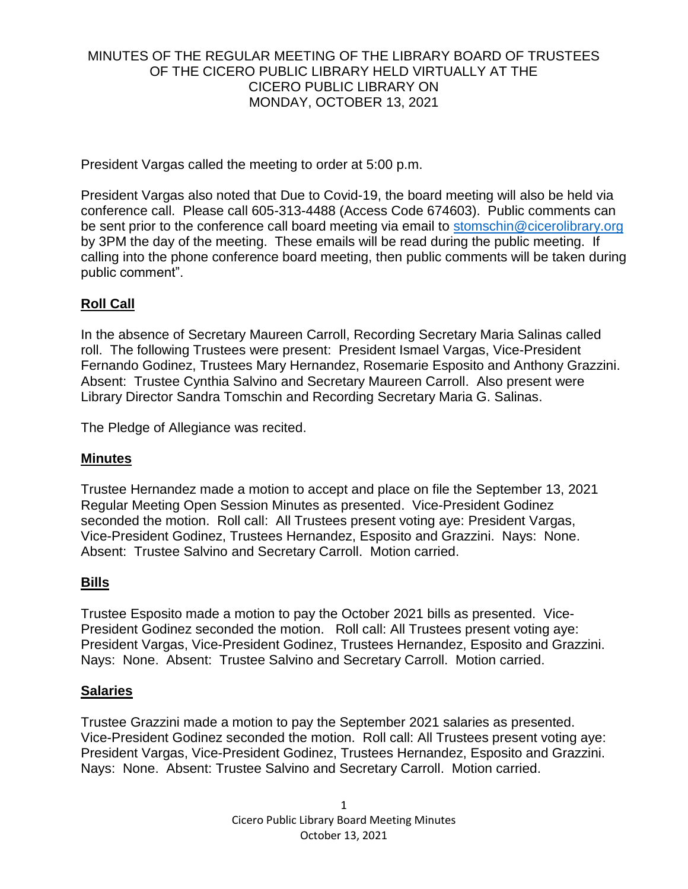# MINUTES OF THE REGULAR MEETING OF THE LIBRARY BOARD OF TRUSTEES OF THE CICERO PUBLIC LIBRARY HELD VIRTUALLY AT THE CICERO PUBLIC LIBRARY ON MONDAY, OCTOBER 13, 2021

President Vargas called the meeting to order at 5:00 p.m.

President Vargas also noted that Due to Covid-19, the board meeting will also be held via conference call. Please call 605-313-4488 (Access Code 674603). Public comments can be sent prior to the conference call board meeting via email to stomschin@cicerolibrary.org by 3PM the day of the meeting. These emails will be read during the public meeting. If calling into the phone conference board meeting, then public comments will be taken during public comment".

## Roll Call

In the absence of Secretary Maureen Carroll, Recording Secretary Maria Salinas called roll. The following Trustees were present: President Ismael Vargas, Vice-President Fernando Godinez, Trustees Mary Hernandez, Rosemarie Esposito and Anthony Grazzini. Absent: Trustee Cynthia Salvino and Secretary Maureen Carroll. Also present were Library Director Sandra Tomschin and Recording Secretary Maria G. Salinas.

The Pledge of Allegiance was recited.

## Minutes

Trustee Hernandez made a motion to accept and place on file the September 13, 2021 Regular Meeting Open Session Minutes as presented. Vice-President Godinez seconded the motion. Roll call: All Trustees present voting aye: President Vargas, Vice-President Godinez, Trustees Hernandez, Esposito and Grazzini. Nays: None. Absent: Trustee Salvino and Secretary Carroll. Motion carried.

## Bills

Trustee Esposito made a motion to pay the October 2021 bills as presented. Vice-President Godinez seconded the motion. Roll call: All Trustees present voting aye: President Vargas, Vice-President Godinez, Trustees Hernandez, Esposito and Grazzini. Nays: None. Absent: Trustee Salvino and Secretary Carroll. Motion carried.

## Salaries

Trustee Grazzini made a motion to pay the September 2021 salaries as presented. Vice-President Godinez seconded the motion. Roll call: All Trustees present voting aye: President Vargas, Vice-President Godinez, Trustees Hernandez, Esposito and Grazzini. Nays: None. Absent: Trustee Salvino and Secretary Carroll. Motion carried.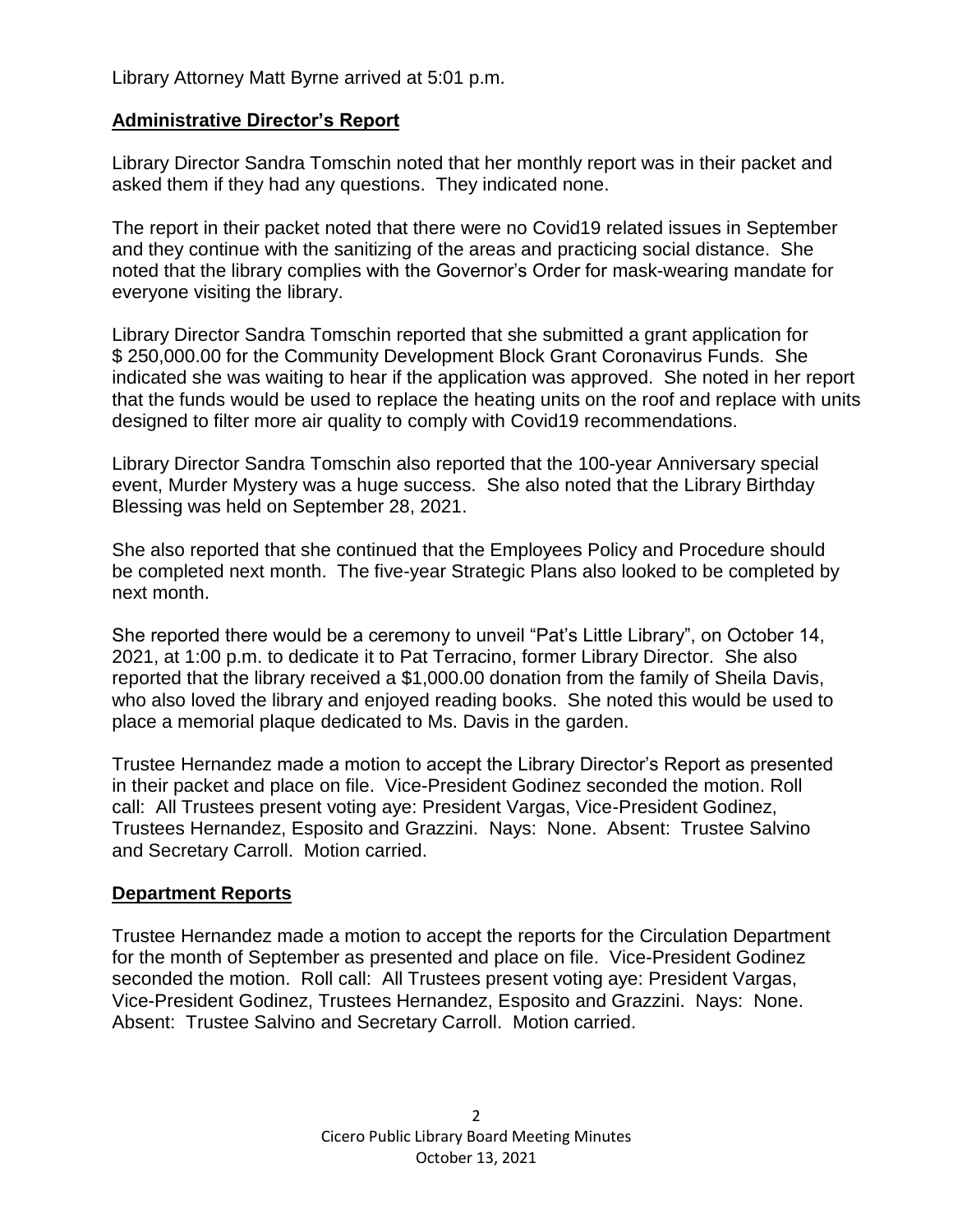Library Attorney Matt Byrne arrived at 5:01 p.m.

## Administrative Director's Report

Library Director Sandra Tomschin noted that her monthly report was in their packet and asked them if they had any questions. They indicated none.

The report in their packet noted that there were no Covid19 related issues in September and they continue with the sanitizing of the areas and practicing social distance. She noted that the library complies with the Governor's Order for mask-wearing mandate for everyone visiting the library.

Library Director Sandra Tomschin reported that she submitted a grant application for $ 250,000.00 for the Community Development Block Grant Coronavirus Funds. She indicated she was waiting to hear if the application was approved. She noted in her report that the funds would be used to replace the heating units on the roof and replace with units designed to filter more air quality to comply with Covid19 recommendations.

Library Director Sandra Tomschin also reported that the 100-year Anniversary special event, Murder Mystery was a huge success. She also noted that the Library Birthday Blessing was held on September 28, 2021.

She also reported that she continued that the Employees Policy and Procedure should be completed next month. The five-year Strategic Plans also looked to be completed by next month.

She reported there would be a ceremony to unveil "Pat's Little Library", on October 14, 2021, at 1:00 p.m. to dedicate it to Pat Terracino, former Library Director. She also reported that the library received a $1,000.00 donation from the family of Sheila Davis, who also loved the library and enjoyed reading books. She noted this would be used to place a memorial plaque dedicated to Ms. Davis in the garden.

Trustee Hernandez made a motion to accept the Library Director's Report as presented in their packet and place on file. Vice-President Godinez seconded the motion. Roll call: All Trustees present voting aye: President Vargas, Vice-President Godinez, Trustees Hernandez, Esposito and Grazzini. Nays: None. Absent: Trustee Salvino and Secretary Carroll. Motion carried.

## Department Reports

Trustee Hernandez made a motion to accept the reports for the Circulation Department for the month of September as presented and place on file. Vice-President Godinez seconded the motion. Roll call: All Trustees present voting aye: President Vargas, Vice-President Godinez, Trustees Hernandez, Esposito and Grazzini. Nays: None. Absent: Trustee Salvino and Secretary Carroll. Motion carried.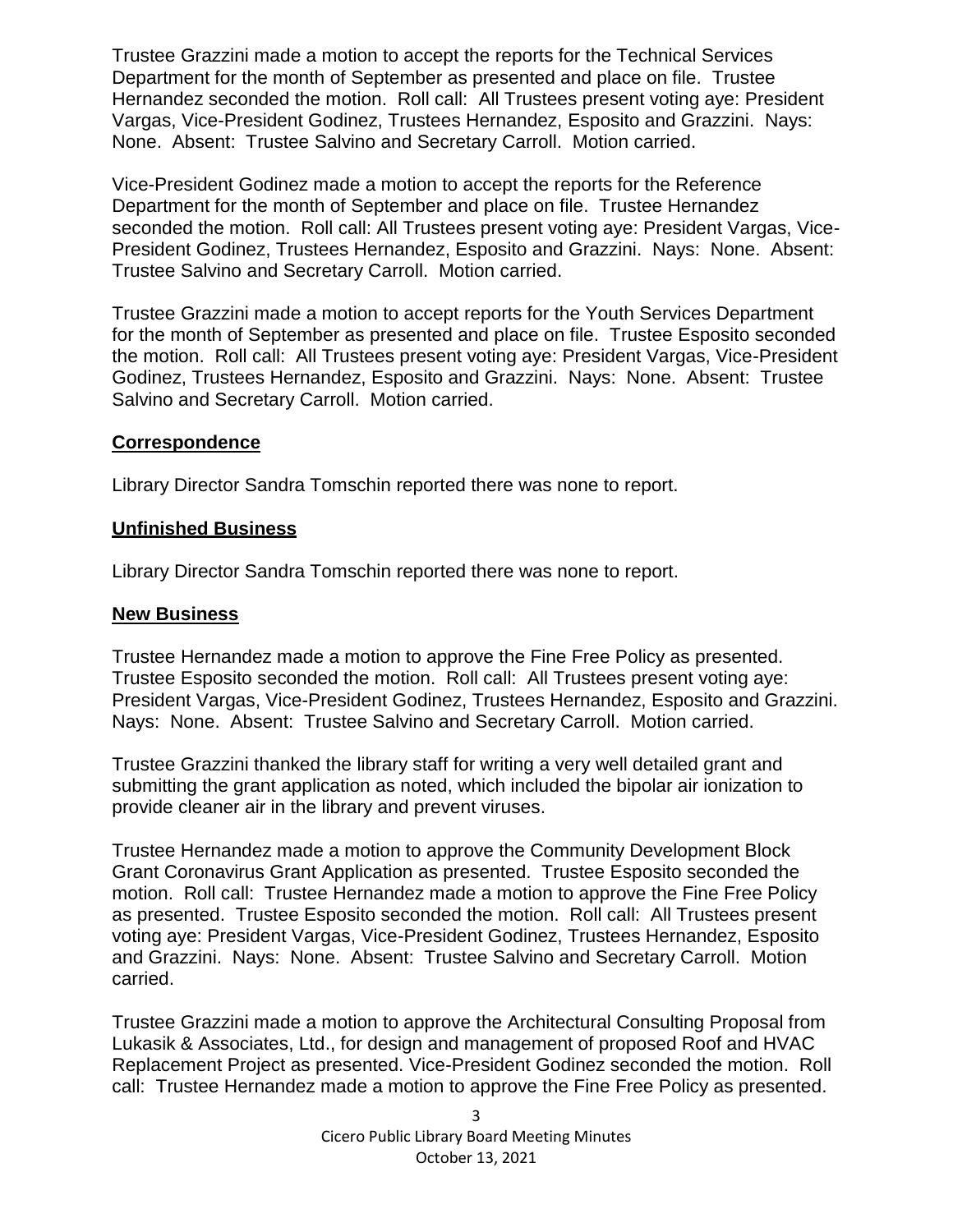Trustee Grazzini made a motion to accept the reports for the Technical Services Department for the month of September as presented and place on file. Trustee Hernandez seconded the motion. Roll call: All Trustees present voting aye: President Vargas, Vice-President Godinez, Trustees Hernandez, Esposito and Grazzini. Nays: None. Absent: Trustee Salvino and Secretary Carroll. Motion carried.

Vice-President Godinez made a motion to accept the reports for the Reference Department for the month of September and place on file. Trustee Hernandez seconded the motion. Roll call: All Trustees present voting aye: President Vargas, Vice-President Godinez, Trustees Hernandez, Esposito and Grazzini. Nays: None. Absent: Trustee Salvino and Secretary Carroll. Motion carried.

Trustee Grazzini made a motion to accept reports for the Youth Services Department for the month of September as presented and place on file. Trustee Esposito seconded the motion. Roll call: All Trustees present voting aye: President Vargas, Vice-President Godinez, Trustees Hernandez, Esposito and Grazzini. Nays: None. Absent: Trustee Salvino and Secretary Carroll. Motion carried.

## Correspondence

Library Director Sandra Tomschin reported there was none to report.

## Unfinished Business

Library Director Sandra Tomschin reported there was none to report.

## New Business

Trustee Hernandez made a motion to approve the Fine Free Policy as presented. Trustee Esposito seconded the motion. Roll call: All Trustees present voting aye: President Vargas, Vice-President Godinez, Trustees Hernandez, Esposito and Grazzini. Nays: None. Absent: Trustee Salvino and Secretary Carroll. Motion carried.

Trustee Grazzini thanked the library staff for writing a very well detailed grant and submitting the grant application as noted, which included the bipolar air ionization to provide cleaner air in the library and prevent viruses.

Trustee Hernandez made a motion to approve the Community Development Block Grant Coronavirus Grant Application as presented. Trustee Esposito seconded the motion. Roll call: Trustee Hernandez made a motion to approve the Fine Free Policy as presented. Trustee Esposito seconded the motion. Roll call: All Trustees present voting aye: President Vargas, Vice-President Godinez, Trustees Hernandez, Esposito and Grazzini. Nays: None. Absent: Trustee Salvino and Secretary Carroll. Motion carried.

Trustee Grazzini made a motion to approve the Architectural Consulting Proposal from Lukasik & Associates, Ltd., for design and management of proposed Roof and HVAC Replacement Project as presented. Vice-President Godinez seconded the motion. Roll call: Trustee Hernandez made a motion to approve the Fine Free Policy as presented.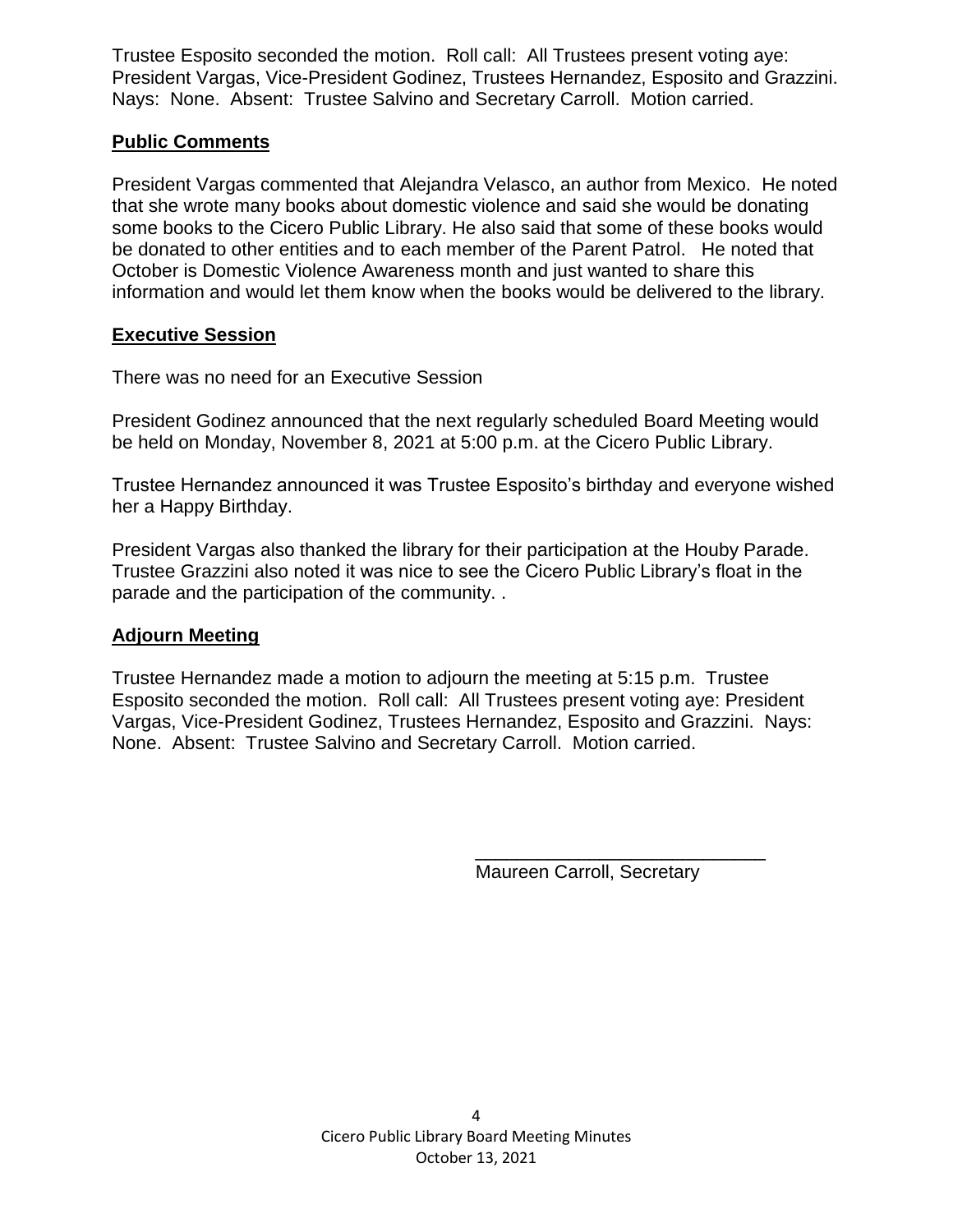Trustee Esposito seconded the motion. Roll call: All Trustees present voting aye: President Vargas, Vice-President Godinez, Trustees Hernandez, Esposito and Grazzini. Nays: None. Absent: Trustee Salvino and Secretary Carroll. Motion carried.

## Public Comments

President Vargas commented that Alejandra Velasco, an author from Mexico. He noted that she wrote many books about domestic violence and said she would be donating some books to the Cicero Public Library. He also said that some of these books would be donated to other entities and to each member of the Parent Patrol. He noted that October is Domestic Violence Awareness month and just wanted to share this information and would let them know when the books would be delivered to the library.

## Executive Session

There was no need for an Executive Session

President Godinez announced that the next regularly scheduled Board Meeting would be held on Monday, November 8, 2021 at 5:00 p.m. at the Cicero Public Library.

Trustee Hernandez announced it was Trustee Esposito's birthday and everyone wished her a Happy Birthday.

President Vargas also thanked the library for their participation at the Houby Parade. Trustee Grazzini also noted it was nice to see the Cicero Public Library's float in the parade and the participation of the community. .

## Adjourn Meeting

Trustee Hernandez made a motion to adjourn the meeting at 5:15 p.m. Trustee Esposito seconded the motion. Roll call: All Trustees present voting aye: President Vargas, Vice-President Godinez, Trustees Hernandez, Esposito and Grazzini. Nays: None. Absent: Trustee Salvino and Secretary Carroll. Motion carried.

\_\_\_\_\_\_\_\_\_\_\_\_\_\_\_\_\_\_\_\_\_\_\_\_\_\_\_\_
Maureen Carroll, Secretary